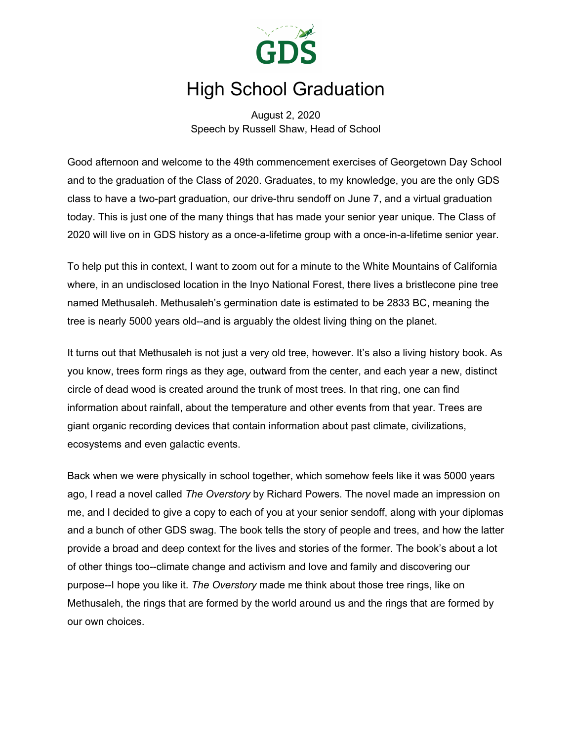GDS

# High School Graduation

August 2, 2020
Speech by Russell Shaw, Head of School

Good afternoon and welcome to the 49th commencement exercises of Georgetown Day School and to the graduation of the Class of 2020. Graduates, to my knowledge, you are the only GDS class to have a two-part graduation, our drive-thru sendoff on June 7, and a virtual graduation today. This is just one of the many things that has made your senior year unique. The Class of 2020 will live on in GDS history as a once-a-lifetime group with a once-in-a-lifetime senior year.

To help put this in context, I want to zoom out for a minute to the White Mountains of California where, in an undisclosed location in the Inyo National Forest, there lives a bristlecone pine tree named Methusaleh. Methusaleh's germination date is estimated to be 2833 BC, meaning the tree is nearly 5000 years old--and is arguably the oldest living thing on the planet.

It turns out that Methusaleh is not just a very old tree, however. It's also a living history book. As you know, trees form rings as they age, outward from the center, and each year a new, distinct circle of dead wood is created around the trunk of most trees. In that ring, one can find information about rainfall, about the temperature and other events from that year. Trees are giant organic recording devices that contain information about past climate, civilizations, ecosystems and even galactic events.

Back when we were physically in school together, which somehow feels like it was 5000 years ago, I read a novel called *The Overstory* by Richard Powers. The novel made an impression on me, and I decided to give a copy to each of you at your senior sendoff, along with your diplomas and a bunch of other GDS swag. The book tells the story of people and trees, and how the latter provide a broad and deep context for the lives and stories of the former. The book's about a lot of other things too--climate change and activism and love and family and discovering our purpose--I hope you like it. *The Overstory* made me think about those tree rings, like on Methusaleh, the rings that are formed by the world around us and the rings that are formed by our own choices.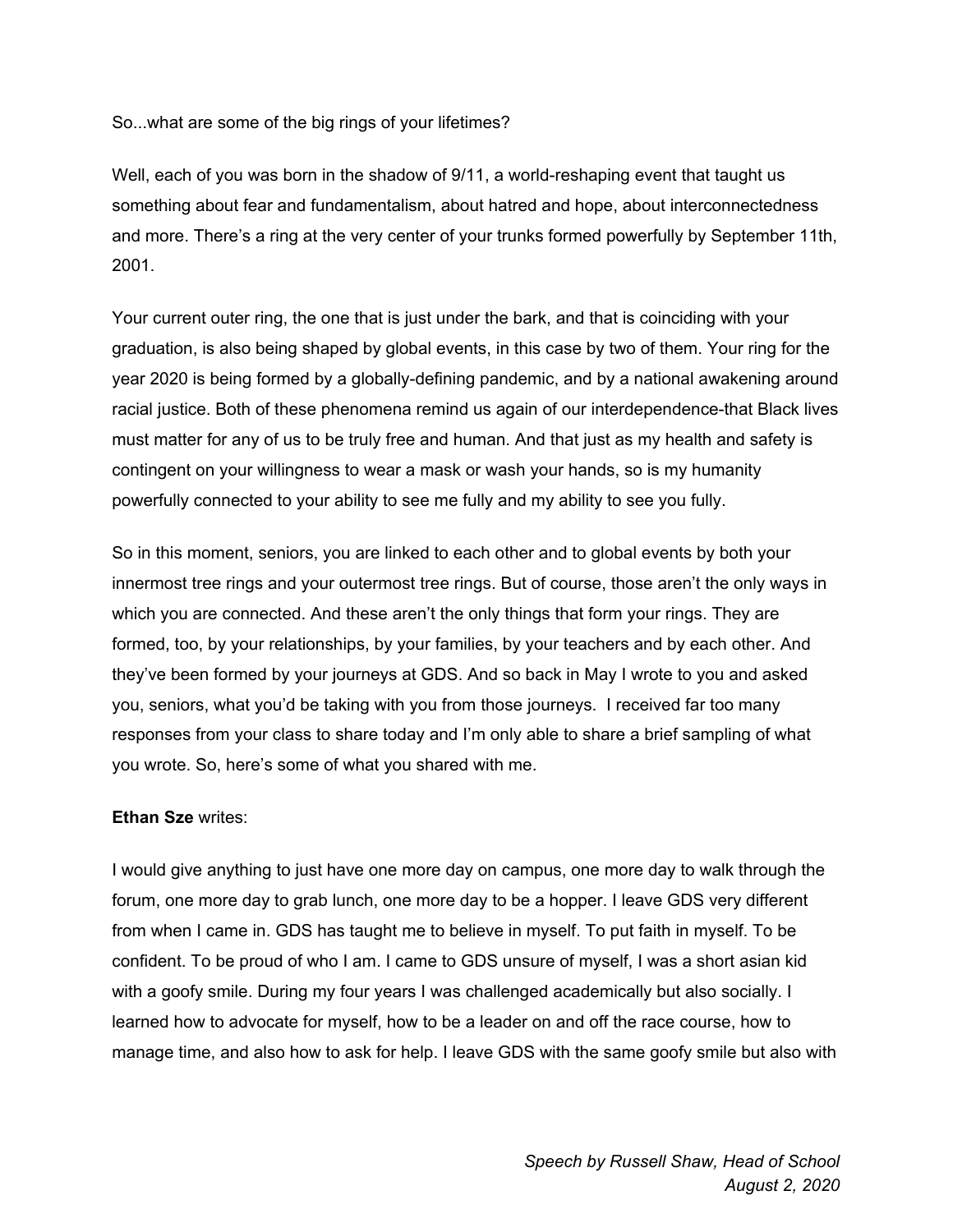So...what are some of the big rings of your lifetimes?

Well, each of you was born in the shadow of 9/11, a world-reshaping event that taught us something about fear and fundamentalism, about hatred and hope, about interconnectedness and more. There's a ring at the very center of your trunks formed powerfully by September 11th, 2001.

Your current outer ring, the one that is just under the bark, and that is coinciding with your graduation, is also being shaped by global events, in this case by two of them. Your ring for the year 2020 is being formed by a globally-defining pandemic, and by a national awakening around racial justice. Both of these phenomena remind us again of our interdependence-that Black lives must matter for any of us to be truly free and human. And that just as my health and safety is contingent on your willingness to wear a mask or wash your hands, so is my humanity powerfully connected to your ability to see me fully and my ability to see you fully.

So in this moment, seniors, you are linked to each other and to global events by both your innermost tree rings and your outermost tree rings. But of course, those aren't the only ways in which you are connected. And these aren't the only things that form your rings. They are formed, too, by your relationships, by your families, by your teachers and by each other. And they've been formed by your journeys at GDS. And so back in May I wrote to you and asked you, seniors, what you'd be taking with you from those journeys. I received far too many responses from your class to share today and I'm only able to share a brief sampling of what you wrote. So, here's some of what you shared with me.

**Ethan Sze** writes:

I would give anything to just have one more day on campus, one more day to walk through the forum, one more day to grab lunch, one more day to be a hopper. I leave GDS very different from when I came in. GDS has taught me to believe in myself. To put faith in myself. To be confident. To be proud of who I am. I came to GDS unsure of myself, I was a short asian kid with a goofy smile. During my four years I was challenged academically but also socially. I learned how to advocate for myself, how to be a leader on and off the race course, how to manage time, and also how to ask for help. I leave GDS with the same goofy smile but also with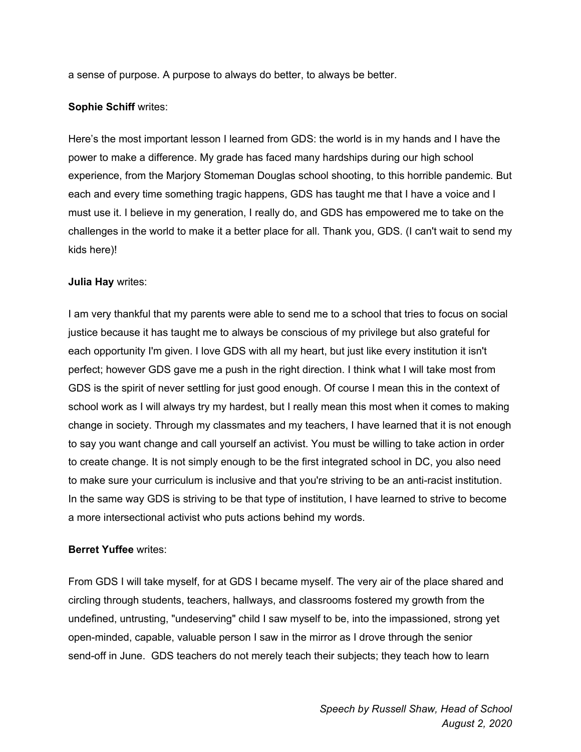a sense of purpose. A purpose to always do better, to always be better.

**Sophie Schiff** writes:

Here's the most important lesson I learned from GDS: the world is in my hands and I have the power to make a difference. My grade has faced many hardships during our high school experience, from the Marjory Stomeman Douglas school shooting, to this horrible pandemic. But each and every time something tragic happens, GDS has taught me that I have a voice and I must use it. I believe in my generation, I really do, and GDS has empowered me to take on the challenges in the world to make it a better place for all. Thank you, GDS. (I can't wait to send my kids here)!

**Julia Hay** writes:

I am very thankful that my parents were able to send me to a school that tries to focus on social justice because it has taught me to always be conscious of my privilege but also grateful for each opportunity I'm given. I love GDS with all my heart, but just like every institution it isn't perfect; however GDS gave me a push in the right direction. I think what I will take most from GDS is the spirit of never settling for just good enough. Of course I mean this in the context of school work as I will always try my hardest, but I really mean this most when it comes to making change in society. Through my classmates and my teachers, I have learned that it is not enough to say you want change and call yourself an activist. You must be willing to take action in order to create change. It is not simply enough to be the first integrated school in DC, you also need to make sure your curriculum is inclusive and that you're striving to be an anti-racist institution. In the same way GDS is striving to be that type of institution, I have learned to strive to become a more intersectional activist who puts actions behind my words.

**Berret Yuffee** writes:

From GDS I will take myself, for at GDS I became myself. The very air of the place shared and circling through students, teachers, hallways, and classrooms fostered my growth from the undefined, untrusting, "undeserving" child I saw myself to be, into the impassioned, strong yet open-minded, capable, valuable person I saw in the mirror as I drove through the senior send-off in June. GDS teachers do not merely teach their subjects; they teach how to learn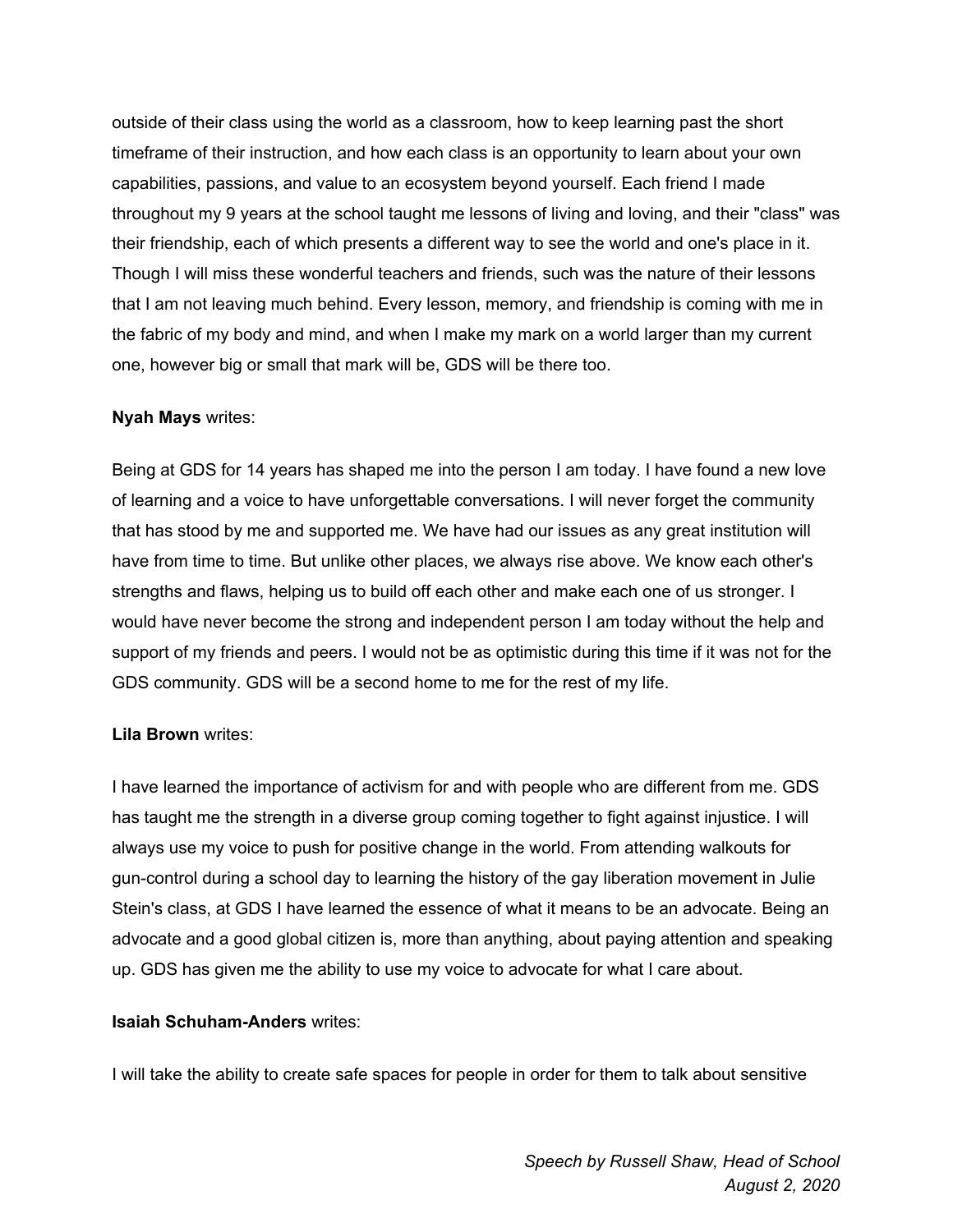outside of their class using the world as a classroom, how to keep learning past the short timeframe of their instruction, and how each class is an opportunity to learn about your own capabilities, passions, and value to an ecosystem beyond yourself. Each friend I made throughout my 9 years at the school taught me lessons of living and loving, and their "class" was their friendship, each of which presents a different way to see the world and one's place in it. Though I will miss these wonderful teachers and friends, such was the nature of their lessons that I am not leaving much behind. Every lesson, memory, and friendship is coming with me in the fabric of my body and mind, and when I make my mark on a world larger than my current one, however big or small that mark will be, GDS will be there too.

**Nyah Mays** writes:

Being at GDS for 14 years has shaped me into the person I am today. I have found a new love of learning and a voice to have unforgettable conversations. I will never forget the community that has stood by me and supported me. We have had our issues as any great institution will have from time to time. But unlike other places, we always rise above. We know each other's strengths and flaws, helping us to build off each other and make each one of us stronger. I would have never become the strong and independent person I am today without the help and support of my friends and peers. I would not be as optimistic during this time if it was not for the GDS community. GDS will be a second home to me for the rest of my life.

**Lila Brown** writes:

I have learned the importance of activism for and with people who are different from me. GDS has taught me the strength in a diverse group coming together to fight against injustice. I will always use my voice to push for positive change in the world. From attending walkouts for gun-control during a school day to learning the history of the gay liberation movement in Julie Stein's class, at GDS I have learned the essence of what it means to be an advocate. Being an advocate and a good global citizen is, more than anything, about paying attention and speaking up. GDS has given me the ability to use my voice to advocate for what I care about.

**Isaiah Schuham-Anders** writes:

I will take the ability to create safe spaces for people in order for them to talk about sensitive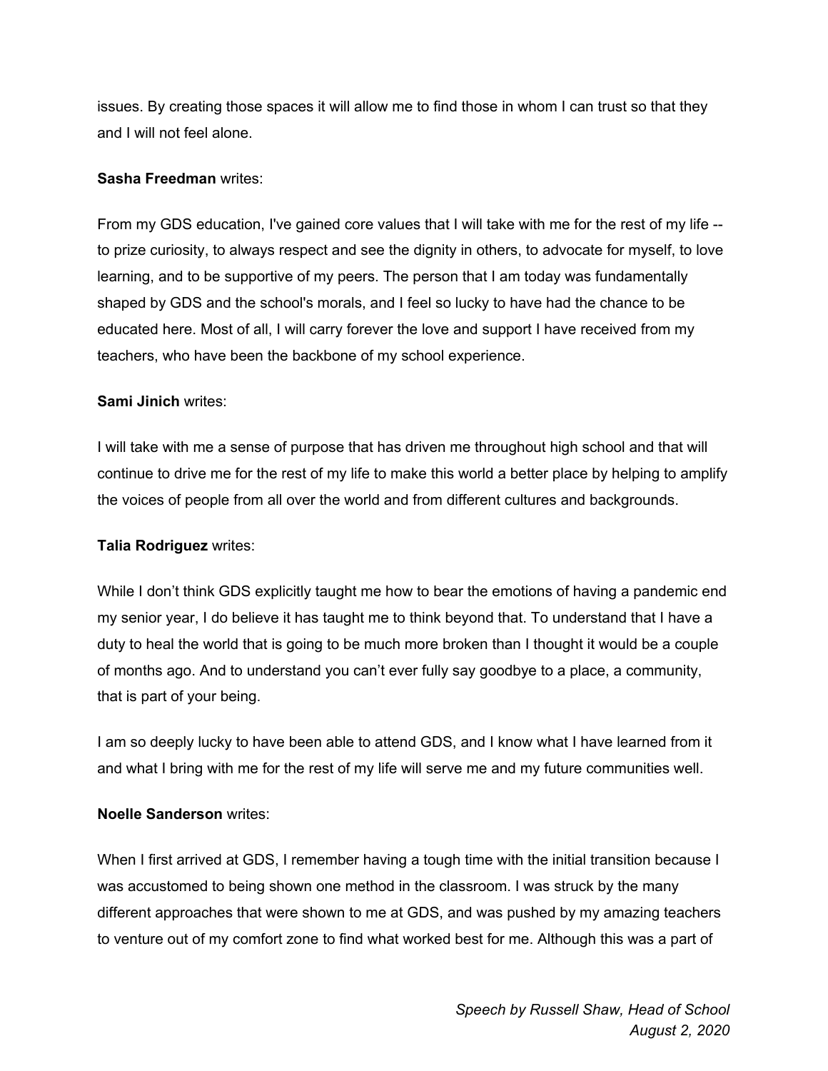issues. By creating those spaces it will allow me to find those in whom I can trust so that they and I will not feel alone.

**Sasha Freedman** writes:

From my GDS education, I've gained core values that I will take with me for the rest of my life -- to prize curiosity, to always respect and see the dignity in others, to advocate for myself, to love learning, and to be supportive of my peers. The person that I am today was fundamentally shaped by GDS and the school's morals, and I feel so lucky to have had the chance to be educated here. Most of all, I will carry forever the love and support I have received from my teachers, who have been the backbone of my school experience.

**Sami Jinich** writes:

I will take with me a sense of purpose that has driven me throughout high school and that will continue to drive me for the rest of my life to make this world a better place by helping to amplify the voices of people from all over the world and from different cultures and backgrounds.

**Talia Rodriguez** writes:

While I don't think GDS explicitly taught me how to bear the emotions of having a pandemic end my senior year, I do believe it has taught me to think beyond that. To understand that I have a duty to heal the world that is going to be much more broken than I thought it would be a couple of months ago. And to understand you can't ever fully say goodbye to a place, a community, that is part of your being.

I am so deeply lucky to have been able to attend GDS, and I know what I have learned from it and what I bring with me for the rest of my life will serve me and my future communities well.

**Noelle Sanderson** writes:

When I first arrived at GDS, I remember having a tough time with the initial transition because I was accustomed to being shown one method in the classroom. I was struck by the many different approaches that were shown to me at GDS, and was pushed by my amazing teachers to venture out of my comfort zone to find what worked best for me. Although this was a part of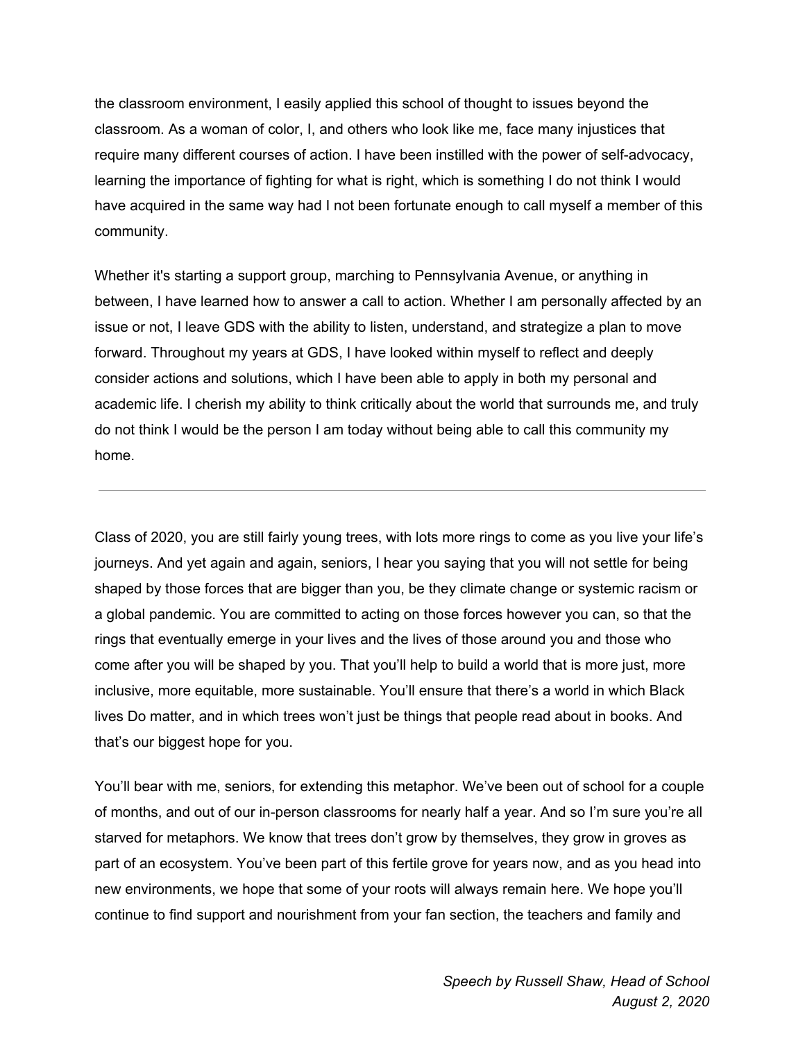the classroom environment, I easily applied this school of thought to issues beyond the classroom. As a woman of color, I, and others who look like me, face many injustices that require many different courses of action. I have been instilled with the power of self-advocacy, learning the importance of fighting for what is right, which is something I do not think I would have acquired in the same way had I not been fortunate enough to call myself a member of this community.

Whether it's starting a support group, marching to Pennsylvania Avenue, or anything in between, I have learned how to answer a call to action. Whether I am personally affected by an issue or not, I leave GDS with the ability to listen, understand, and strategize a plan to move forward. Throughout my years at GDS, I have looked within myself to reflect and deeply consider actions and solutions, which I have been able to apply in both my personal and academic life. I cherish my ability to think critically about the world that surrounds me, and truly do not think I would be the person I am today without being able to call this community my home.

---

Class of 2020, you are still fairly young trees, with lots more rings to come as you live your life's journeys. And yet again and again, seniors, I hear you saying that you will not settle for being shaped by those forces that are bigger than you, be they climate change or systemic racism or a global pandemic. You are committed to acting on those forces however you can, so that the rings that eventually emerge in your lives and the lives of those around you and those who come after you will be shaped by you. That you'll help to build a world that is more just, more inclusive, more equitable, more sustainable. You'll ensure that there's a world in which Black lives Do matter, and in which trees won't just be things that people read about in books. And that's our biggest hope for you.

You'll bear with me, seniors, for extending this metaphor. We've been out of school for a couple of months, and out of our in-person classrooms for nearly half a year. And so I'm sure you're all starved for metaphors. We know that trees don't grow by themselves, they grow in groves as part of an ecosystem. You've been part of this fertile grove for years now, and as you head into new environments, we hope that some of your roots will always remain here. We hope you'll continue to find support and nourishment from your fan section, the teachers and family and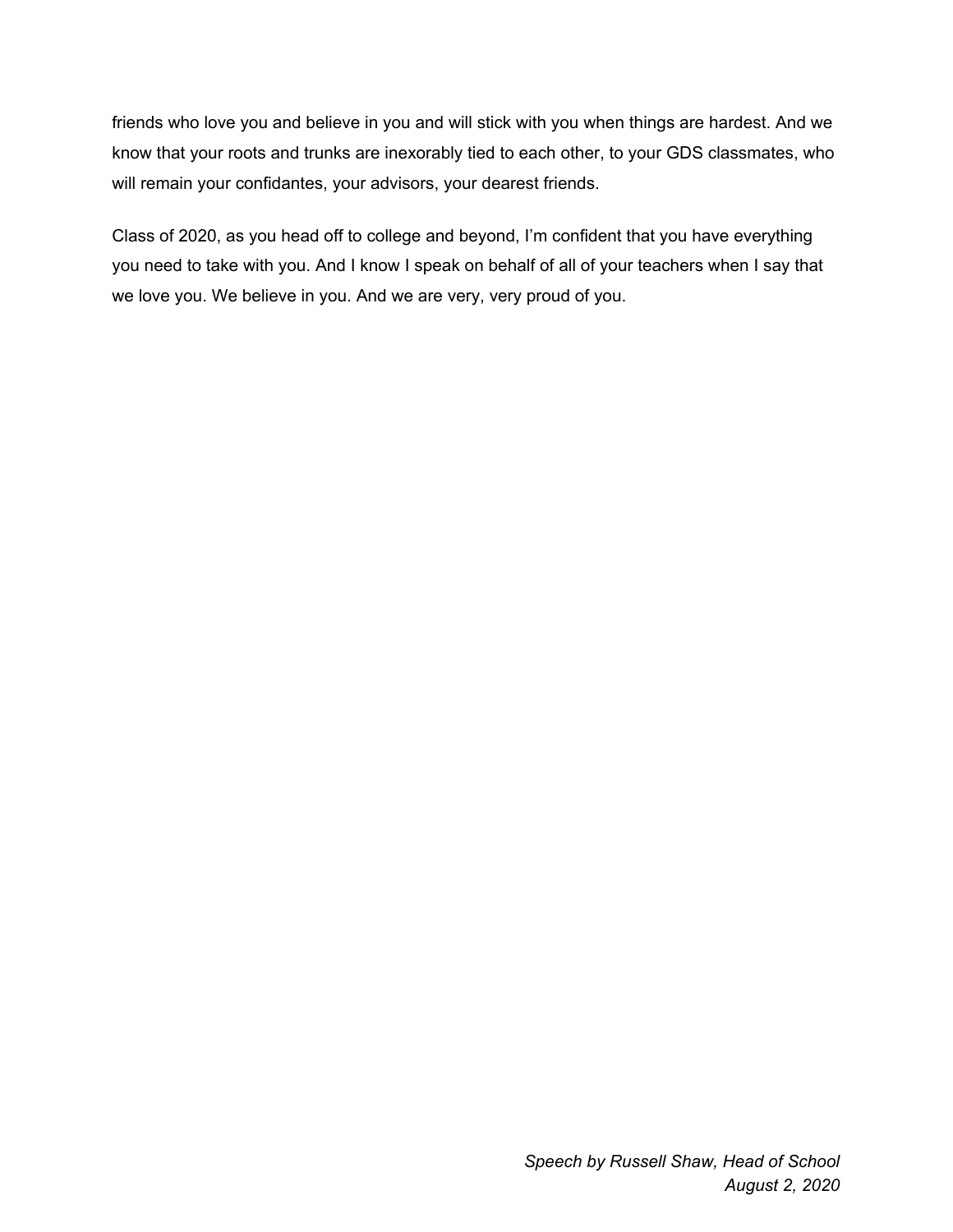friends who love you and believe in you and will stick with you when things are hardest. And we know that your roots and trunks are inexorably tied to each other, to your GDS classmates, who will remain your confidantes, your advisors, your dearest friends.

Class of 2020, as you head off to college and beyond, I'm confident that you have everything you need to take with you. And I know I speak on behalf of all of your teachers when I say that we love you. We believe in you. And we are very, very proud of you.

*Speech by Russell Shaw, Head of School*
*August 2, 2020*